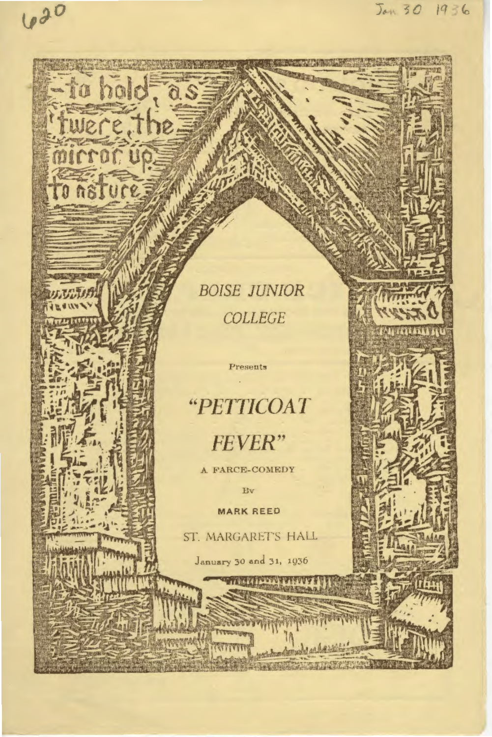620

Jan 30 1936

—to hold, as 'twere, the mirror up to nature

*BOISE JUNIOR COLLEGE*

Presents

# *"PETTICOAT FEVER"*

A FARCE-COMEDY

By

**MARK REED**

ST. MARGARET'S HALL

January 30 and 31, 1936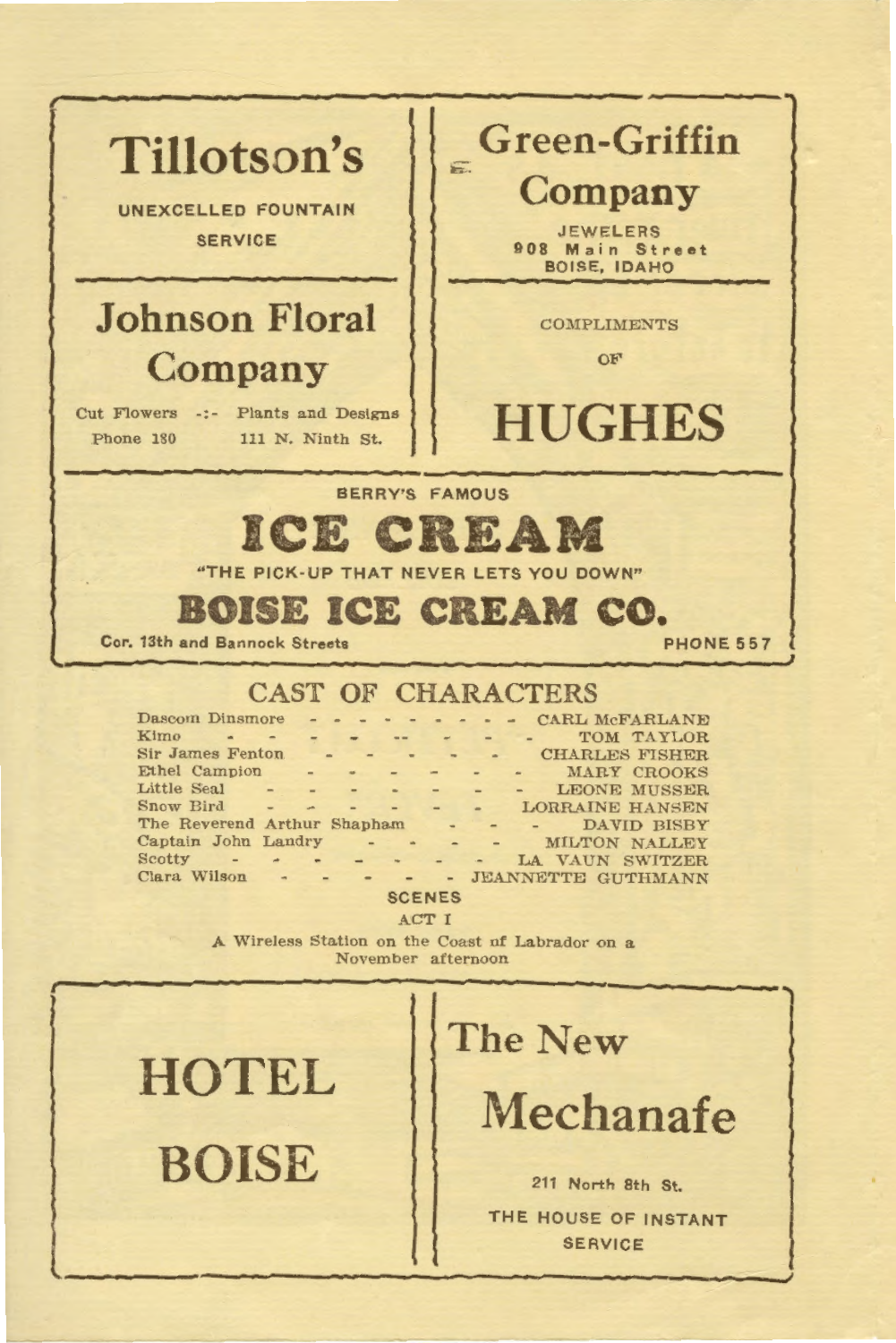## Tillotson's

UNEXCELLED FOUNTAIN SERVICE

## Green-Griffin Company

JEWELERS
908 Main Street
BOISE, IDAHO

## Johnson Floral Company

Cut Flowers -:- Plants and Designs
Phone 180 111 N. Ninth St.

COMPLIMENTS OF

## HUGHES

BERRY'S FAMOUS

## ICE CREAM

"THE PICK-UP THAT NEVER LETS YOU DOWN"

## BOISE ICE CREAM CO.

Cor. 13th and Bannock Streets PHONE 557

# CAST OF CHARACTERS

| | |
|---|---|
| Dascom Dinsmore | CARL McFARLANE |
| Kimo | TOM TAYLOR |
| Sir James Fenton | CHARLES FISHER |
| Ethel Campion | MARY CROOKS |
| Little Seal | LEONE MUSSER |
| Snow Bird | LORRAINE HANSEN |
| The Reverend Arthur Shapham | DAVID BISBY |
| Captain John Landry | MILTON NALLEY |
| Scotty | LA VAUN SWITZER |
| Clara Wilson | JEANNETTE GUTHMANN |

### SCENES

ACT I

A Wireless Station on the Coast of Labrador on a November afternoon

## HOTEL BOISE

## The New Mechanafe

211 North 8th St.

THE HOUSE OF INSTANT SERVICE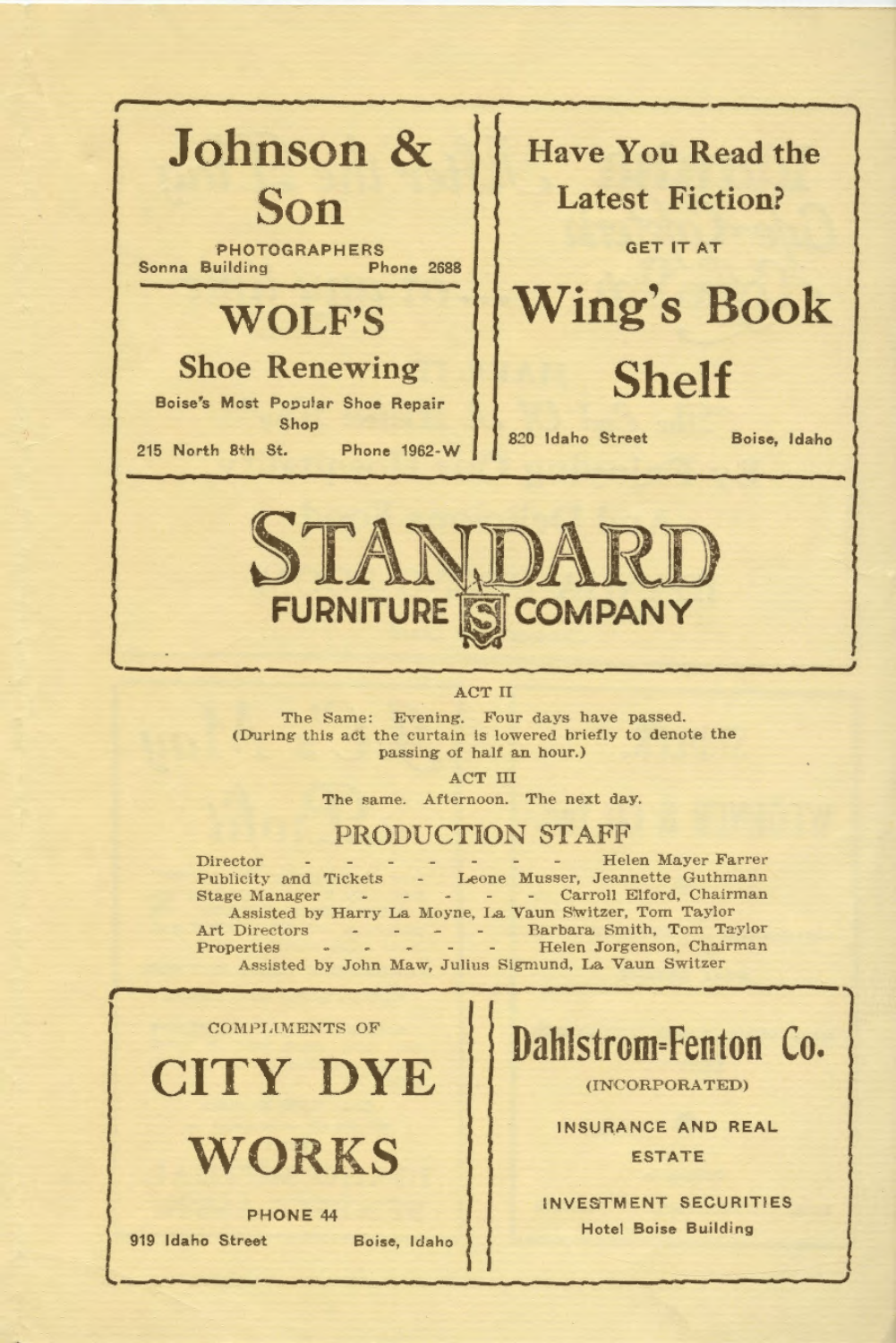**Johnson & Son**

PHOTOGRAPHERS

Sonna Building — Phone 2688

**WOLF'S**

**Shoe Renewing**

Boise's Most Popular Shoe Repair Shop

215 North 8th St. — Phone 1962-W

**Have You Read the Latest Fiction?**

GET IT AT

**Wing's Book Shelf**

820 Idaho Street — Boise, Idaho

**STANDARD FURNITURE COMPANY**

ACT II

The Same: Evening. Four days have passed.
(During this act the curtain is lowered briefly to denote the passing of half an hour.)

ACT III

The same. Afternoon. The next day.

## PRODUCTION STAFF

Director - - - - - - - Helen Mayer Farrer

Publicity and Tickets - Leone Musser, Jeannette Guthmann

Stage Manager - - - - - Carroll Elford, Chairman

Assisted by Harry La Moyne, La Vaun Switzer, Tom Taylor

Art Directors - - - - Barbara Smith, Tom Taylor

Properties - - - - - Helen Jorgenson, Chairman

Assisted by John Maw, Julius Sigmund, La Vaun Switzer

COMPLIMENTS OF

**CITY DYE WORKS**

PHONE 44

919 Idaho Street — Boise, Idaho

**Dahlstrom-Fenton Co.**

(INCORPORATED)

INSURANCE AND REAL ESTATE

INVESTMENT SECURITIES

Hotel Boise Building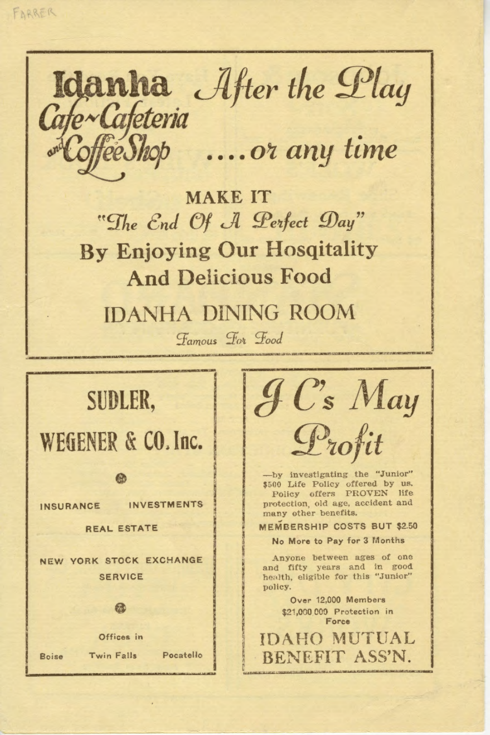FARRER

**Idanha** *Cafe~Cafeteria and Coffee Shop*

# *After the Play ....or any time*

**MAKE IT**

*"The End Of A Perfect Day"*

## By Enjoying Our Hosqitality And Delicious Food

## IDANHA DINING ROOM

*Famous For Food*

---

# SUDLER, WEGENER & CO. Inc.

INSURANCE INVESTMENTS

REAL ESTATE

NEW YORK STOCK EXCHANGE SERVICE

Offices in

Boise Twin Falls Pocatello

---

# *J C's May Profit*

—by investigating the "Junior" $500 Life Policy offered by us. Policy offers PROVEN life protection, old age, accident and many other benefits.

MEMBERSHIP COSTS BUT $2.50

No More to Pay for 3 Months

Anyone between ages of one and fifty years and in good health, eligible for this "Junior" policy.

Over 12,000 Members

$21,000,000 Protection in Force

## IDAHO MUTUAL BENEFIT ASS'N.